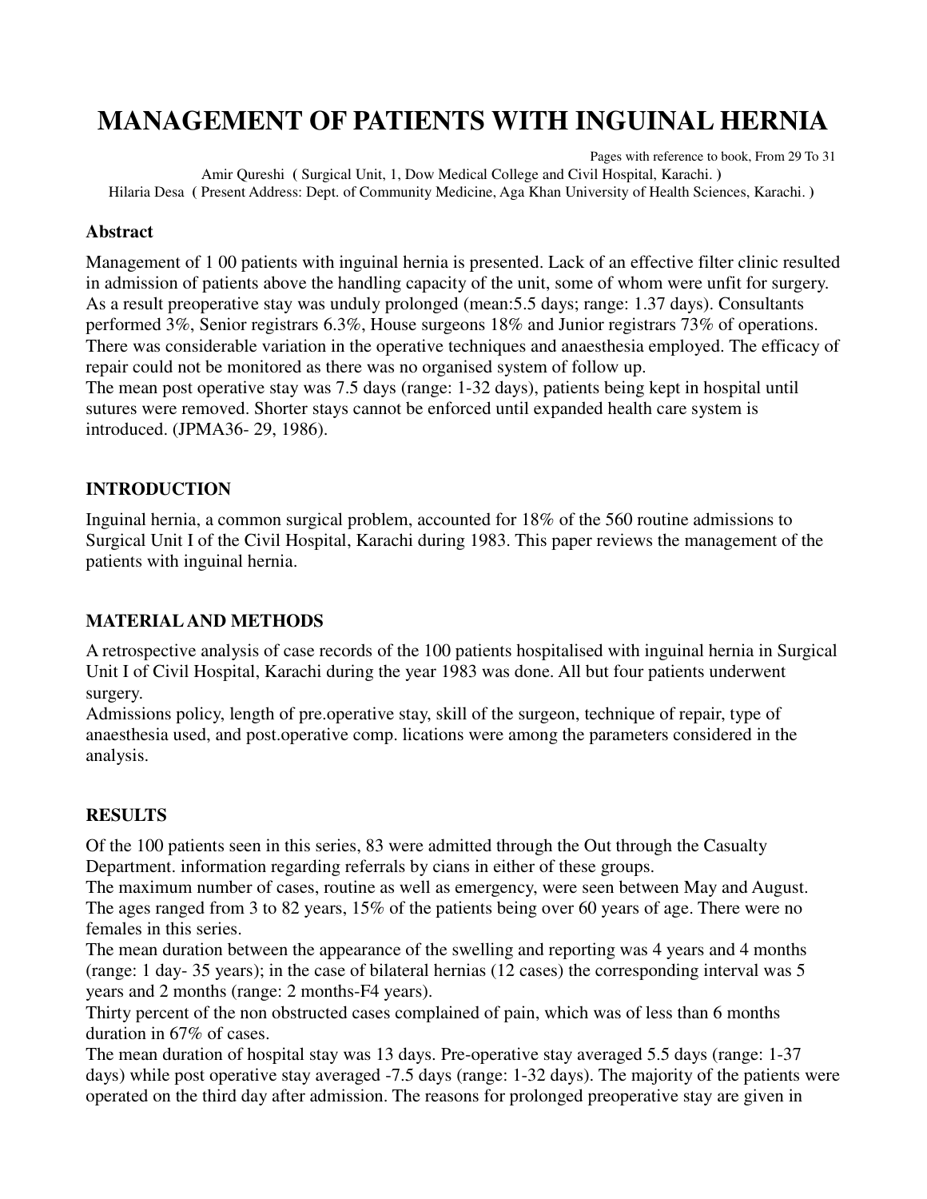# MANAGEMENT OF PATIENTS WITH INGUINAL HERNIA

Pages with reference to book, From 29 To 31

Amir Qureshi ( Surgical Unit, 1, Dow Medical College and Civil Hospital, Karachi. )

Hilaria Desa ( Present Address: Dept. of Community Medicine, Aga Khan University of Health Sciences, Karachi. )

### Abstract

Management of 1 00 patients with inguinal hernia is presented. Lack of an effective filter clinic resulted in admission of patients above the handling capacity of the unit, some of whom were unfit for surgery. As a result preoperative stay was unduly prolonged (mean:5.5 days; range: 1.37 days). Consultants performed 3%, Senior registrars 6.3%, House surgeons 18% and Junior registrars 73% of operations. There was considerable variation in the operative techniques and anaesthesia employed. The efficacy of repair could not be monitored as there was no organised system of follow up.

The mean post operative stay was 7.5 days (range: 1-32 days), patients being kept in hospital until sutures were removed. Shorter stays cannot be enforced until expanded health care system is introduced. (JPMA36- 29, 1986).

### INTRODUCTION

Inguinal hernia, a common surgical problem, accounted for 18% of the 560 routine admissions to Surgical Unit I of the Civil Hospital, Karachi during 1983. This paper reviews the management of the patients with inguinal hernia.

### MATERIAL AND METHODS

A retrospective analysis of case records of the 100 patients hospitalised with inguinal hernia in Surgical Unit I of Civil Hospital, Karachi during the year 1983 was done. All but four patients underwent surgery.

Admissions policy, length of pre.operative stay, skill of the surgeon, technique of repair, type of anaesthesia used, and post.operative comp. lications were among the parameters considered in the analysis.

### RESULTS

Of the 100 patients seen in this series, 83 were admitted through the Out through the Casualty Department. information regarding referrals by cians in either of these groups.

The maximum number of cases, routine as well as emergency, were seen between May and August. The ages ranged from 3 to 82 years, 15% of the patients being over 60 years of age. There were no females in this series.

The mean duration between the appearance of the swelling and reporting was 4 years and 4 months (range: 1 day- 35 years); in the case of bilateral hernias (12 cases) the corresponding interval was 5 years and 2 months (range: 2 months-F4 years).

Thirty percent of the non obstructed cases complained of pain, which was of less than 6 months duration in 67% of cases.

The mean duration of hospital stay was 13 days. Pre-operative stay averaged 5.5 days (range: 1-37 days) while post operative stay averaged -7.5 days (range: 1-32 days). The majority of the patients were operated on the third day after admission. The reasons for prolonged preoperative stay are given in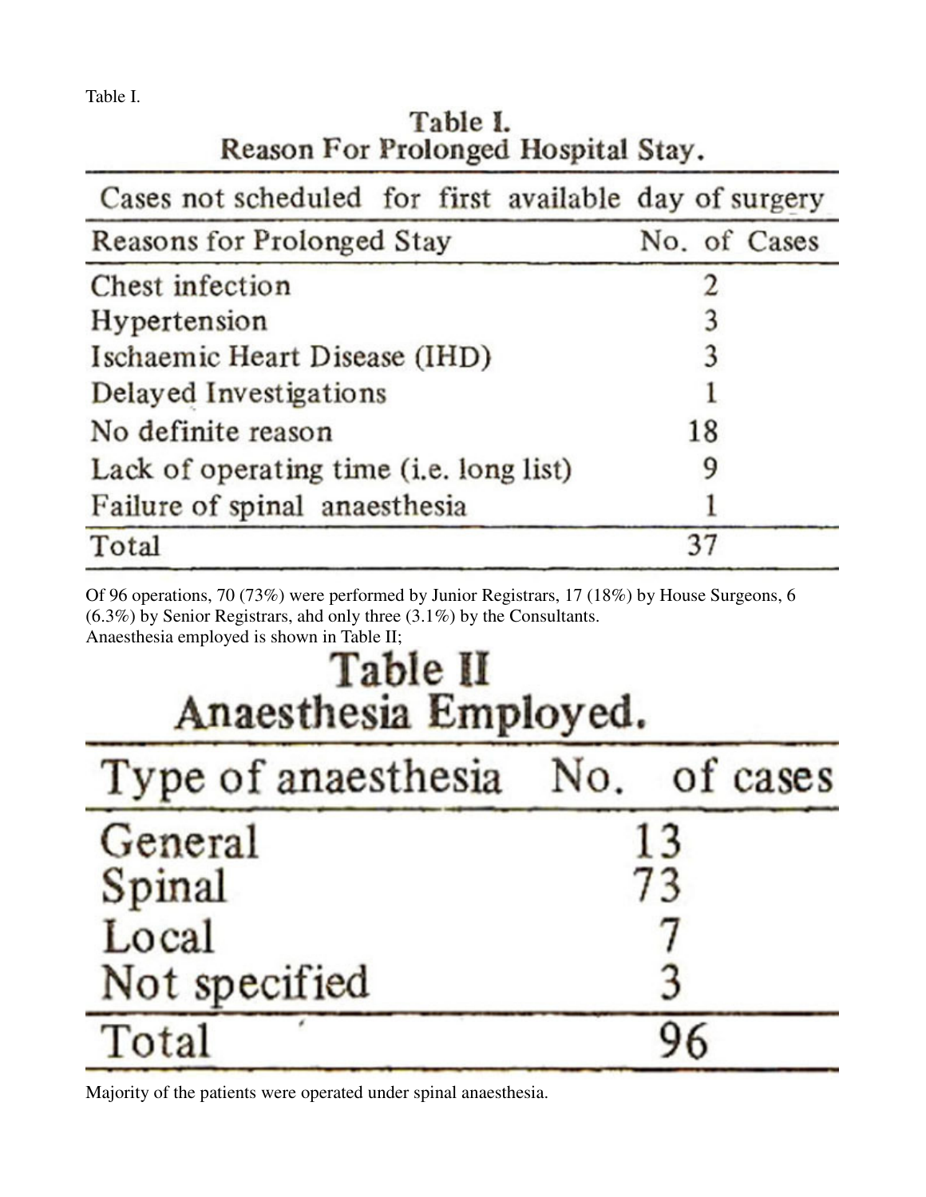Table I.

**Table I.**
**Reason For Prolonged Hospital Stay.**

| Cases not scheduled for first available day of surgery | |
|---|---|
| **Reasons for Prolonged Stay** | **No. of Cases** |
| Chest infection | 2 |
| Hypertension | 3 |
| Ischaemic Heart Disease (IHD) | 3 |
| Delayed Investigations | 1 |
| No definite reason | 18 |
| Lack of operating time (i.e. long list) | 9 |
| Failure of spinal anaesthesia | 1 |
| Total | 37 |

Of 96 operations, 70 (73%) were performed by Junior Registrars, 17 (18%) by House Surgeons, 6 (6.3%) by Senior Registrars, ahd only three (3.1%) by the Consultants.
Anaesthesia employed is shown in Table II;

**Table II**
**Anaesthesia Employed.**

| Type of anaesthesia | No. of cases |
|---|---|
| General | 13 |
| Spinal | 73 |
| Local | 7 |
| Not specified | 3 |
| Total | 96 |

Majority of the patients were operated under spinal anaesthesia.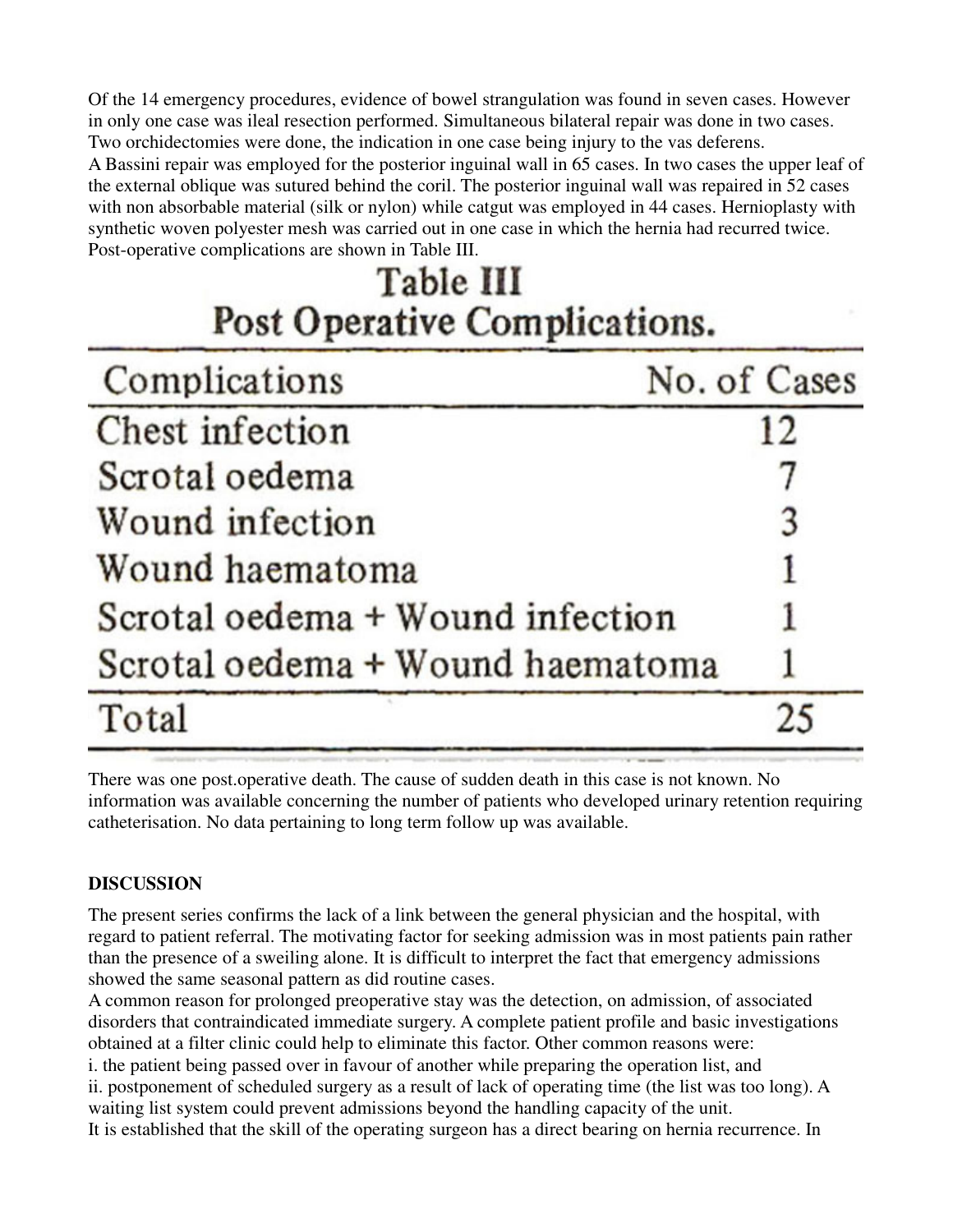Of the 14 emergency procedures, evidence of bowel strangulation was found in seven cases. However in only one case was ileal resection performed. Simultaneous bilateral repair was done in two cases. Two orchidectomies were done, the indication in one case being injury to the vas deferens.

A Bassini repair was employed for the posterior inguinal wall in 65 cases. In two cases the upper leaf of the external oblique was sutured behind the coril. The posterior inguinal wall was repaired in 52 cases with non absorbable material (silk or nylon) while catgut was employed in 44 cases. Hernioplasty with synthetic woven polyester mesh was carried out in one case in which the hernia had recurred twice. Post-operative complications are shown in Table III.

**Table III**
**Post Operative Complications.**

| Complications | No. of Cases |
|---|---|
| Chest infection | 12 |
| Scrotal oedema | 7 |
| Wound infection | 3 |
| Wound haematoma | 1 |
| Scrotal oedema + Wound infection | 1 |
| Scrotal oedema + Wound haematoma | 1 |
| Total | 25 |

There was one post.operative death. The cause of sudden death in this case is not known. No information was available concerning the number of patients who developed urinary retention requiring catheterisation. No data pertaining to long term follow up was available.

## DISCUSSION

The present series confirms the lack of a link between the general physician and the hospital, with regard to patient referral. The motivating factor for seeking admission was in most patients pain rather than the presence of a sweiling alone. It is difficult to interpret the fact that emergency admissions showed the same seasonal pattern as did routine cases.

A common reason for prolonged preoperative stay was the detection, on admission, of associated disorders that contraindicated immediate surgery. A complete patient profile and basic investigations obtained at a filter clinic could help to eliminate this factor. Other common reasons were:

i. the patient being passed over in favour of another while preparing the operation list, and

ii. postponement of scheduled surgery as a result of lack of operating time (the list was too long). A waiting list system could prevent admissions beyond the handling capacity of the unit.

It is established that the skill of the operating surgeon has a direct bearing on hernia recurrence. In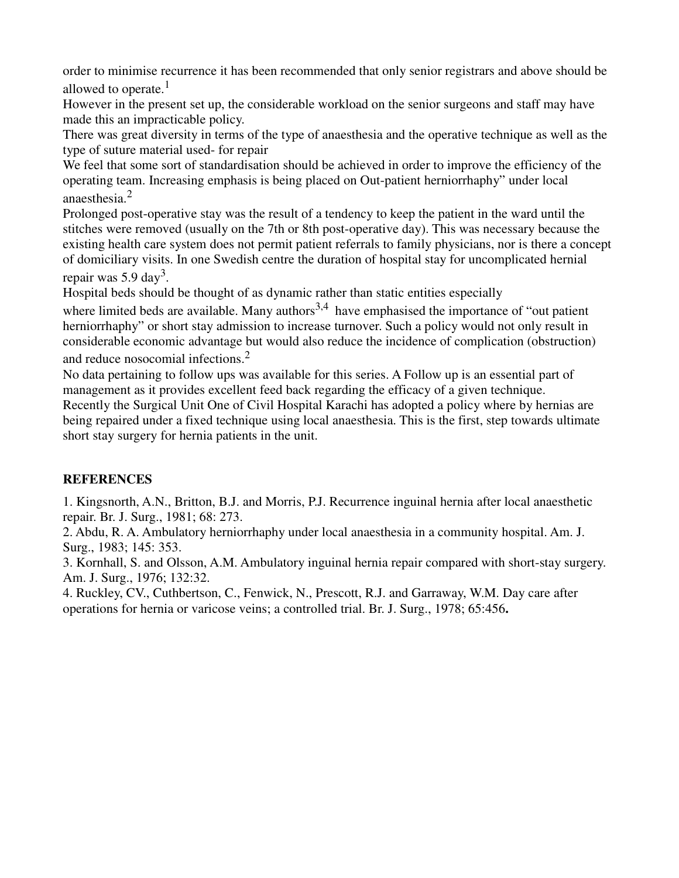order to minimise recurrence it has been recommended that only senior registrars and above should be allowed to operate.[1]

However in the present set up, the considerable workload on the senior surgeons and staff may have made this an impracticable policy.

There was great diversity in terms of the type of anaesthesia and the operative technique as well as the type of suture material used- for repair

We feel that some sort of standardisation should be achieved in order to improve the efficiency of the operating team. Increasing emphasis is being placed on Out-patient herniorrhaphy" under local anaesthesia.[2]

Prolonged post-operative stay was the result of a tendency to keep the patient in the ward until the stitches were removed (usually on the 7th or 8th post-operative day). This was necessary because the existing health care system does not permit patient referrals to family physicians, nor is there a concept of domiciliary visits. In one Swedish centre the duration of hospital stay for uncomplicated hernial repair was 5.9 day[3].

Hospital beds should be thought of as dynamic rather than static entities especially where limited beds are available. Many authors[3,4] have emphasised the importance of "out patient herniorrhaphy" or short stay admission to increase turnover. Such a policy would not only result in considerable economic advantage but would also reduce the incidence of complication (obstruction) and reduce nosocomial infections.[2]

No data pertaining to follow ups was available for this series. A Follow up is an essential part of management as it provides excellent feed back regarding the efficacy of a given technique.

Recently the Surgical Unit One of Civil Hospital Karachi has adopted a policy where by hernias are being repaired under a fixed technique using local anaesthesia. This is the first, step towards ultimate short stay surgery for hernia patients in the unit.

## REFERENCES

1. Kingsnorth, A.N., Britton, B.J. and Morris, P.J. Recurrence inguinal hernia after local anaesthetic repair. Br. J. Surg., 1981; 68: 273.
2. Abdu, R. A. Ambulatory herniorrhaphy under local anaesthesia in a community hospital. Am. J. Surg., 1983; 145: 353.
3. Kornhall, S. and Olsson, A.M. Ambulatory inguinal hernia repair compared with short-stay surgery. Am. J. Surg., 1976; 132:32.
4. Ruckley, CV., Cuthbertson, C., Fenwick, N., Prescott, R.J. and Garraway, W.M. Day care after operations for hernia or varicose veins; a controlled trial. Br. J. Surg., 1978; 65:456**.**